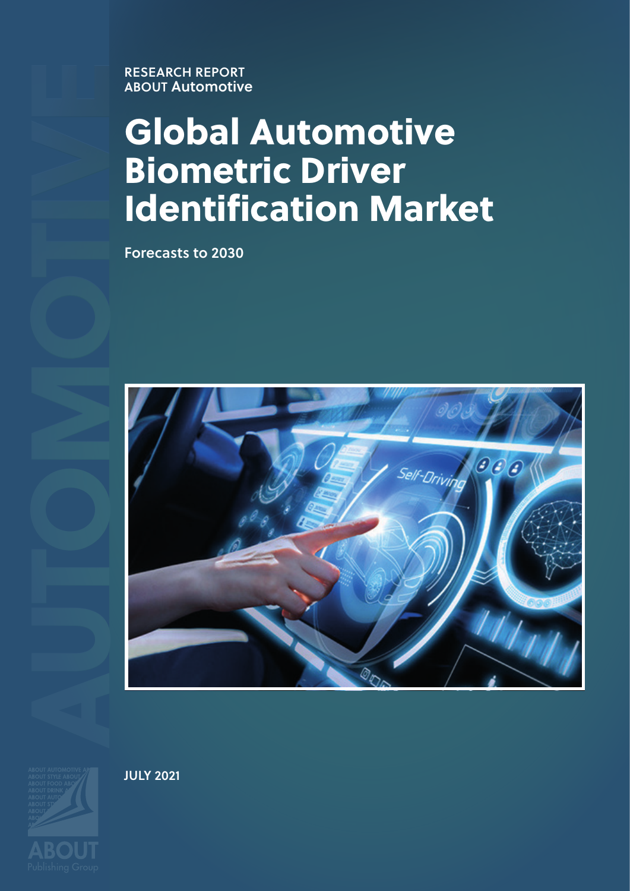RESEARCH REPORT
ABOUT Automotive

# Global Automotive Biometric Driver Identification Market

Forecasts to 2030

JULY 2021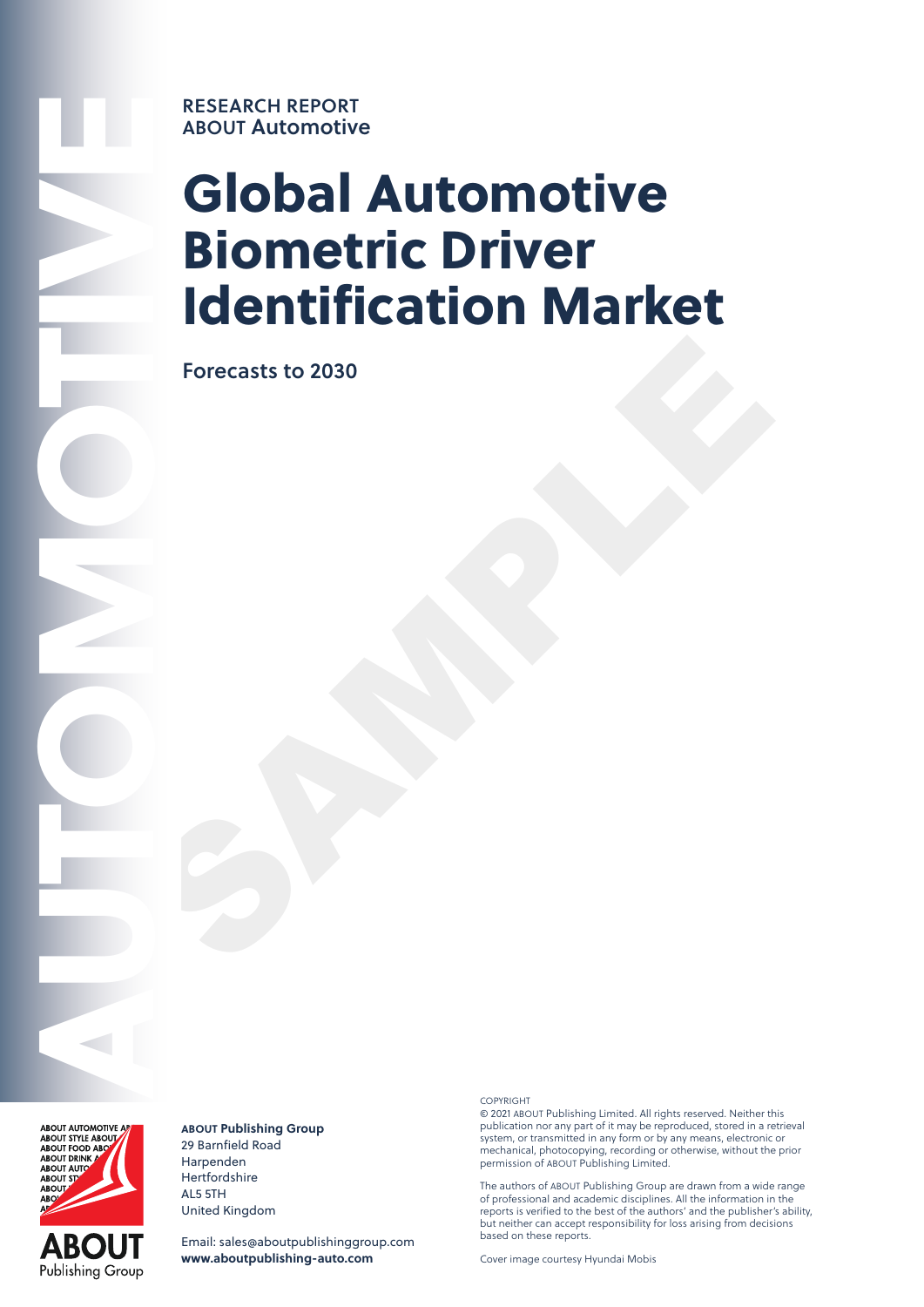RESEARCH REPORT
ABOUT Automotive

# Global Automotive Biometric Driver Identification Market

## Forecasts to 2030

**ABOUT Publishing Group**
29 Barnfield Road
Harpenden
Hertfordshire
AL5 5TH
United Kingdom

Email: sales@aboutpublishinggroup.com
**www.aboutpublishing-auto.com**

COPYRIGHT
© 2021 ABOUT Publishing Limited. All rights reserved. Neither this publication nor any part of it may be reproduced, stored in a retrieval system, or transmitted in any form or by any means, electronic or mechanical, photocopying, recording or otherwise, without the prior permission of ABOUT Publishing Limited.

The authors of ABOUT Publishing Group are drawn from a wide range of professional and academic disciplines. All the information in the reports is verified to the best of the authors' and the publisher's ability, but neither can accept responsibility for loss arising from decisions based on these reports.

Cover image courtesy Hyundai Mobis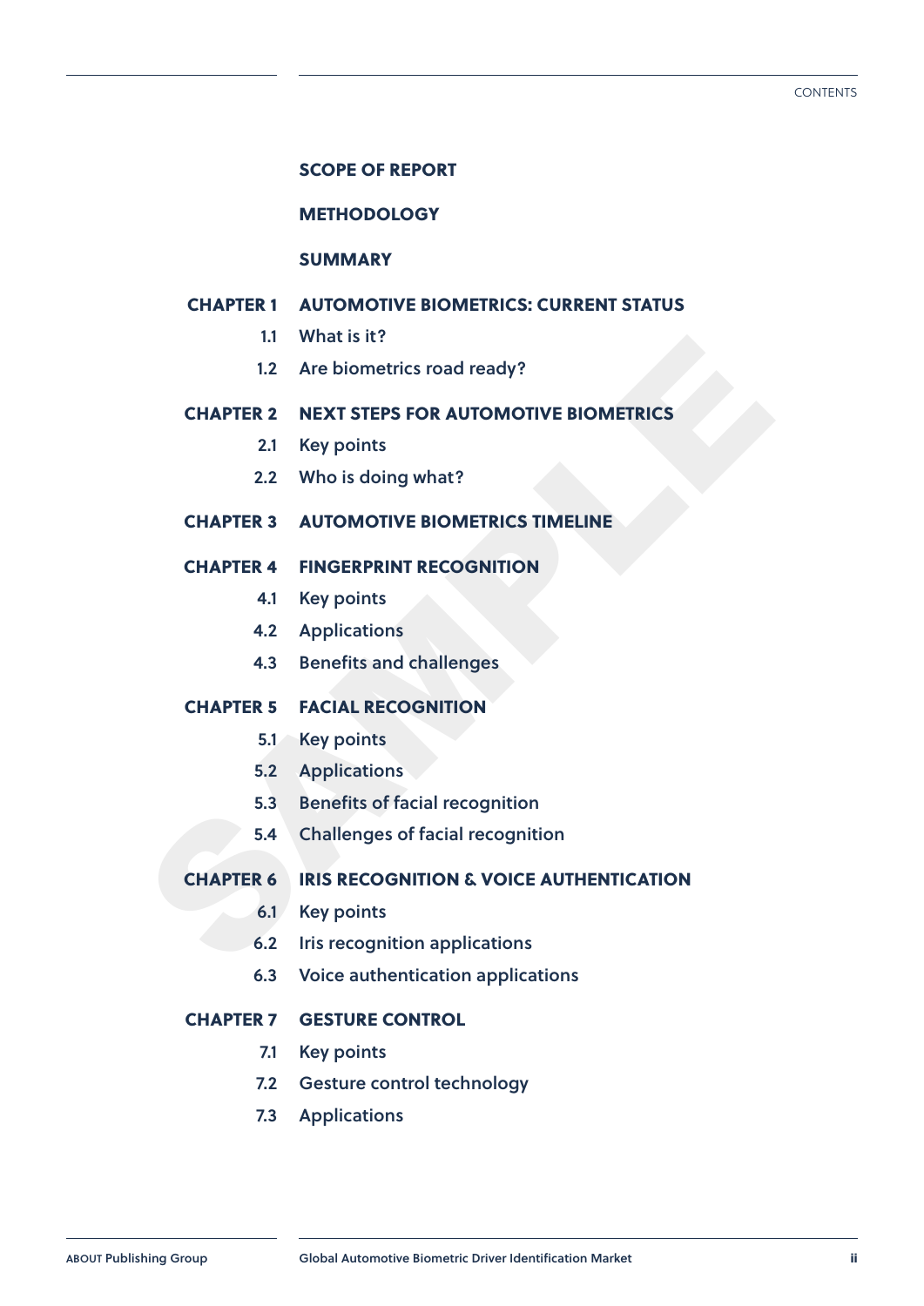# CONTENTS

**SCOPE OF REPORT**

**METHODOLOGY**

**SUMMARY**

**CHAPTER 1 AUTOMOTIVE BIOMETRICS: CURRENT STATUS**

- 1.1 What is it?
- 1.2 Are biometrics road ready?

**CHAPTER 2 NEXT STEPS FOR AUTOMOTIVE BIOMETRICS**

- 2.1 Key points
- 2.2 Who is doing what?

**CHAPTER 3 AUTOMOTIVE BIOMETRICS TIMELINE**

**CHAPTER 4 FINGERPRINT RECOGNITION**

- 4.1 Key points
- 4.2 Applications
- 4.3 Benefits and challenges

**CHAPTER 5 FACIAL RECOGNITION**

- 5.1 Key points
- 5.2 Applications
- 5.3 Benefits of facial recognition
- 5.4 Challenges of facial recognition

**CHAPTER 6 IRIS RECOGNITION & VOICE AUTHENTICATION**

- 6.1 Key points
- 6.2 Iris recognition applications
- 6.3 Voice authentication applications

**CHAPTER 7 GESTURE CONTROL**

- 7.1 Key points
- 7.2 Gesture control technology
- 7.3 Applications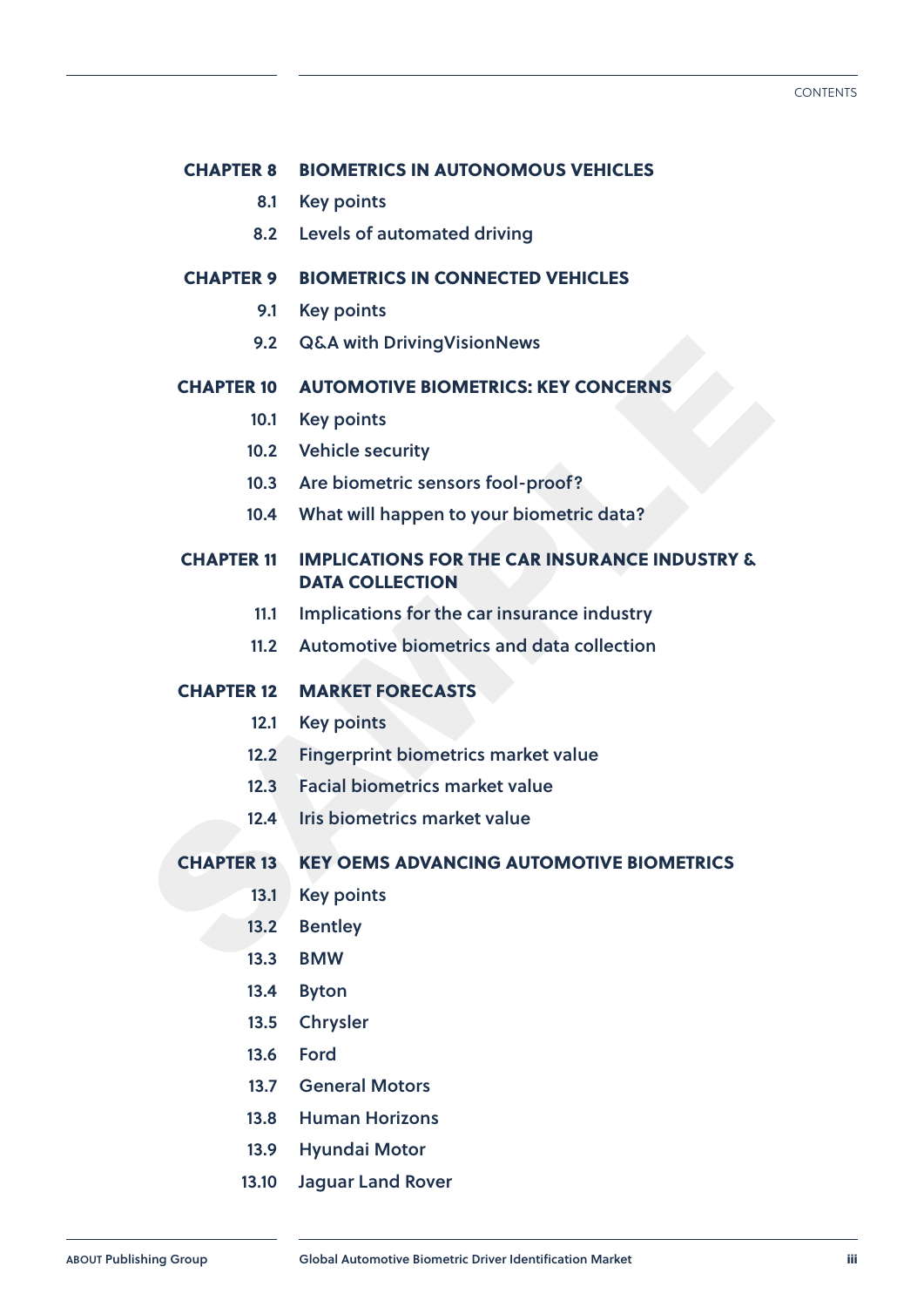**CHAPTER 8 BIOMETRICS IN AUTONOMOUS VEHICLES**

- 8.1 Key points
- 8.2 Levels of automated driving

**CHAPTER 9 BIOMETRICS IN CONNECTED VEHICLES**

- 9.1 Key points
- 9.2 Q&A with DrivingVisionNews

**CHAPTER 10 AUTOMOTIVE BIOMETRICS: KEY CONCERNS**

- 10.1 Key points
- 10.2 Vehicle security
- 10.3 Are biometric sensors fool-proof?
- 10.4 What will happen to your biometric data?

**CHAPTER 11 IMPLICATIONS FOR THE CAR INSURANCE INDUSTRY & DATA COLLECTION**

- 11.1 Implications for the car insurance industry
- 11.2 Automotive biometrics and data collection

**CHAPTER 12 MARKET FORECASTS**

- 12.1 Key points
- 12.2 Fingerprint biometrics market value
- 12.3 Facial biometrics market value
- 12.4 Iris biometrics market value

**CHAPTER 13 KEY OEMS ADVANCING AUTOMOTIVE BIOMETRICS**

- 13.1 Key points
- 13.2 Bentley
- 13.3 BMW
- 13.4 Byton
- 13.5 Chrysler
- 13.6 Ford
- 13.7 General Motors
- 13.8 Human Horizons
- 13.9 Hyundai Motor
- 13.10 Jaguar Land Rover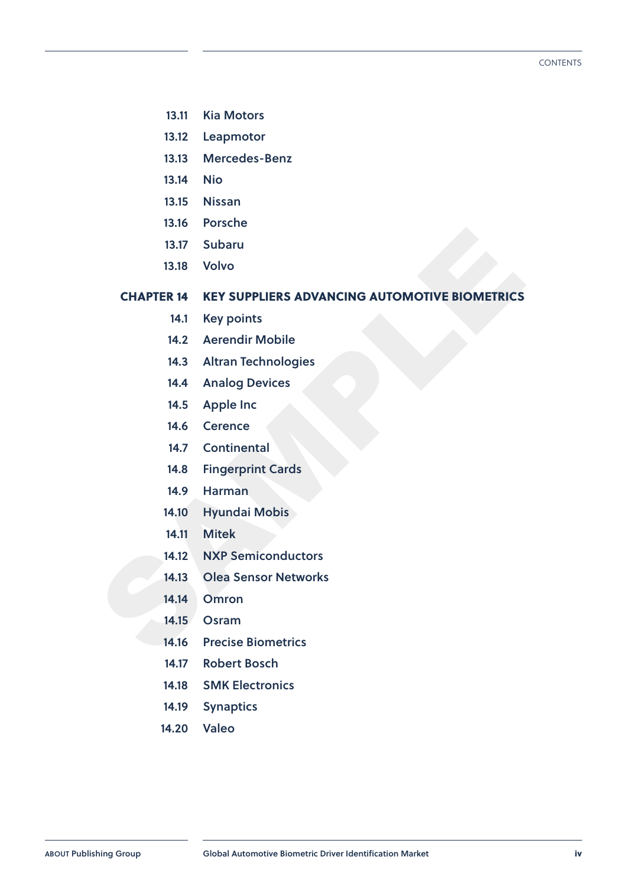13.11 Kia Motors

13.12 Leapmotor

13.13 Mercedes-Benz

13.14 Nio

13.15 Nissan

13.16 Porsche

13.17 Subaru

13.18 Volvo

## CHAPTER 14 KEY SUPPLIERS ADVANCING AUTOMOTIVE BIOMETRICS

14.1 Key points

14.2 Aerendir Mobile

14.3 Altran Technologies

14.4 Analog Devices

14.5 Apple Inc

14.6 Cerence

14.7 Continental

14.8 Fingerprint Cards

14.9 Harman

14.10 Hyundai Mobis

14.11 Mitek

14.12 NXP Semiconductors

14.13 Olea Sensor Networks

14.14 Omron

14.15 Osram

14.16 Precise Biometrics

14.17 Robert Bosch

14.18 SMK Electronics

14.19 Synaptics

14.20 Valeo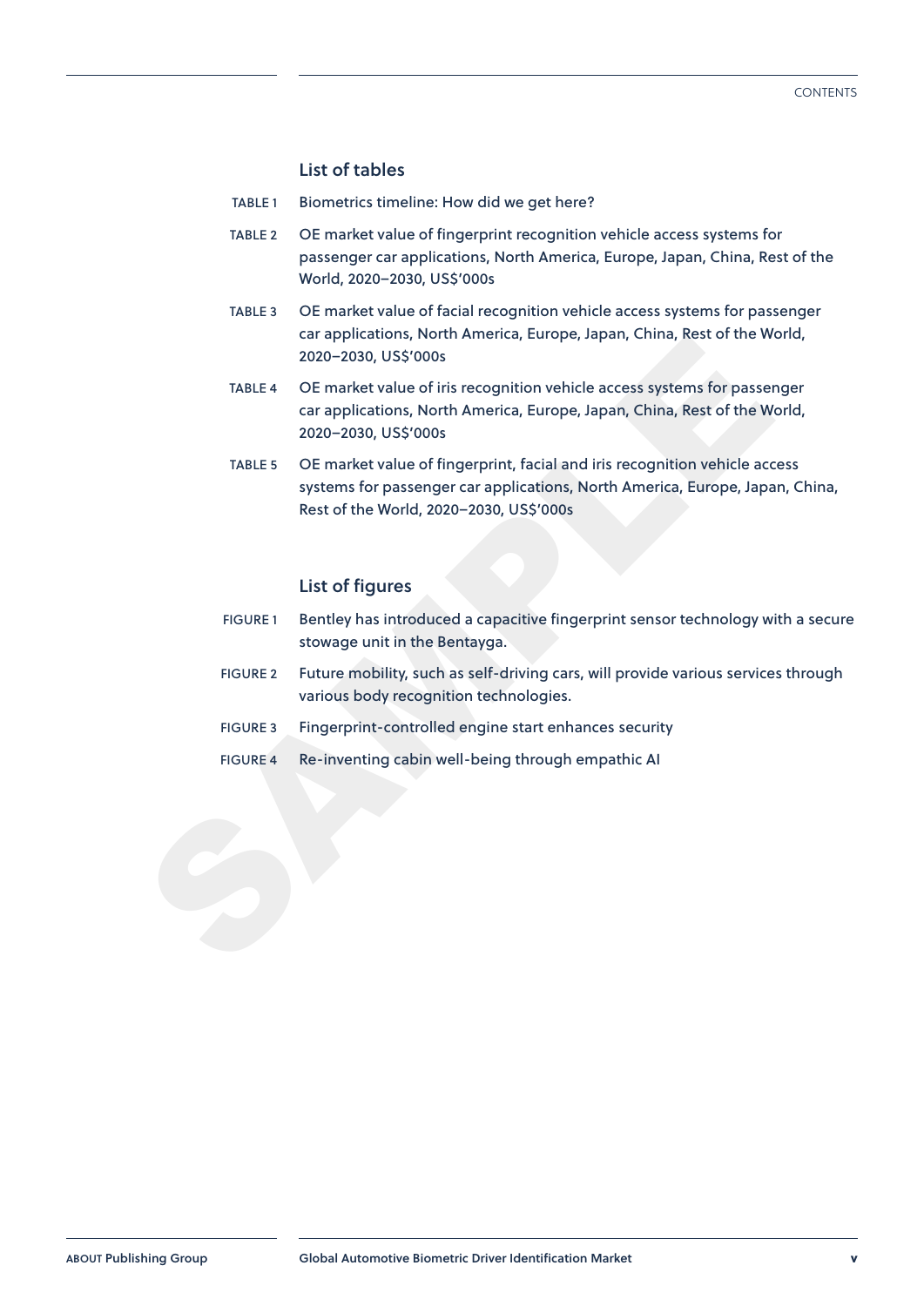## List of tables

TABLE 1 Biometrics timeline: How did we get here?

TABLE 2 OE market value of fingerprint recognition vehicle access systems for passenger car applications, North America, Europe, Japan, China, Rest of the World, 2020–2030, US$'000s

TABLE 3 OE market value of facial recognition vehicle access systems for passenger car applications, North America, Europe, Japan, China, Rest of the World, 2020–2030, US$'000s

TABLE 4 OE market value of iris recognition vehicle access systems for passenger car applications, North America, Europe, Japan, China, Rest of the World, 2020–2030, US$'000s

TABLE 5 OE market value of fingerprint, facial and iris recognition vehicle access systems for passenger car applications, North America, Europe, Japan, China, Rest of the World, 2020–2030, US$'000s

## List of figures

FIGURE 1 Bentley has introduced a capacitive fingerprint sensor technology with a secure stowage unit in the Bentayga.

FIGURE 2 Future mobility, such as self-driving cars, will provide various services through various body recognition technologies.

FIGURE 3 Fingerprint-controlled engine start enhances security

FIGURE 4 Re-inventing cabin well-being through empathic AI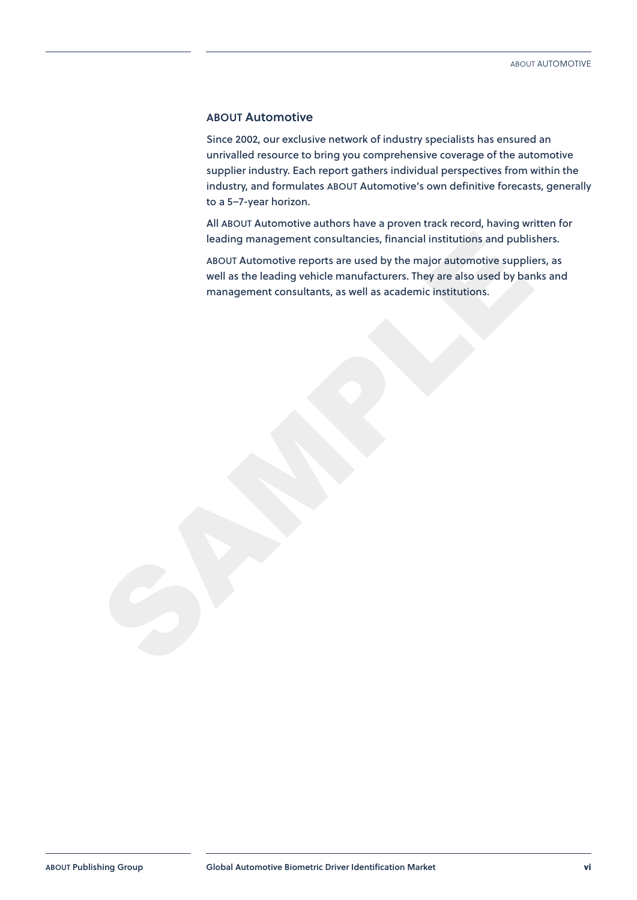## ABOUT Automotive

Since 2002, our exclusive network of industry specialists has ensured an unrivalled resource to bring you comprehensive coverage of the automotive supplier industry. Each report gathers individual perspectives from within the industry, and formulates ABOUT Automotive's own definitive forecasts, generally to a 5–7-year horizon.

All ABOUT Automotive authors have a proven track record, having written for leading management consultancies, financial institutions and publishers.

ABOUT Automotive reports are used by the major automotive suppliers, as well as the leading vehicle manufacturers. They are also used by banks and management consultants, as well as academic institutions.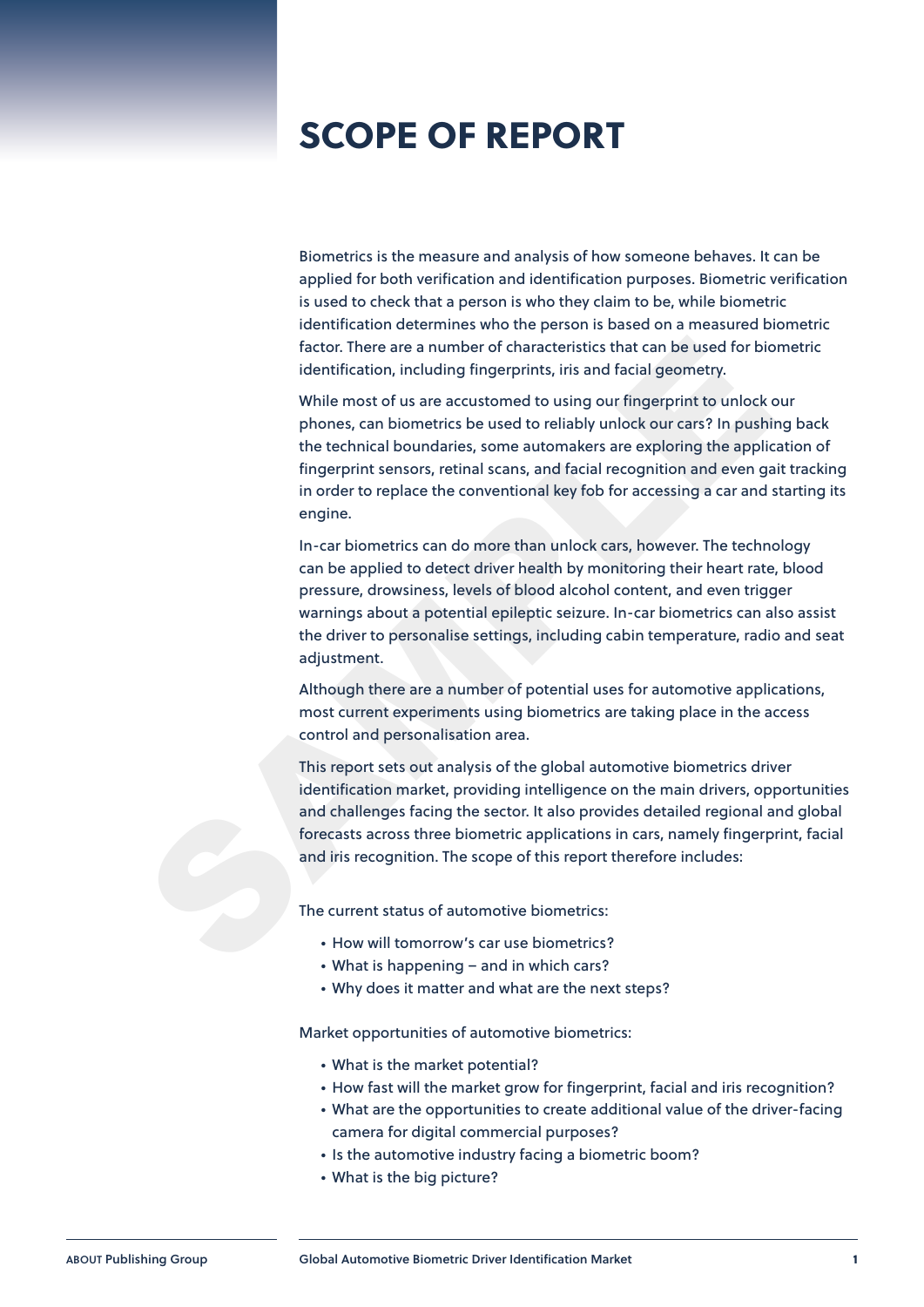# SCOPE OF REPORT

Biometrics is the measure and analysis of how someone behaves. It can be applied for both verification and identification purposes. Biometric verification is used to check that a person is who they claim to be, while biometric identification determines who the person is based on a measured biometric factor. There are a number of characteristics that can be used for biometric identification, including fingerprints, iris and facial geometry.

While most of us are accustomed to using our fingerprint to unlock our phones, can biometrics be used to reliably unlock our cars? In pushing back the technical boundaries, some automakers are exploring the application of fingerprint sensors, retinal scans, and facial recognition and even gait tracking in order to replace the conventional key fob for accessing a car and starting its engine.

In-car biometrics can do more than unlock cars, however. The technology can be applied to detect driver health by monitoring their heart rate, blood pressure, drowsiness, levels of blood alcohol content, and even trigger warnings about a potential epileptic seizure. In-car biometrics can also assist the driver to personalise settings, including cabin temperature, radio and seat adjustment.

Although there are a number of potential uses for automotive applications, most current experiments using biometrics are taking place in the access control and personalisation area.

This report sets out analysis of the global automotive biometrics driver identification market, providing intelligence on the main drivers, opportunities and challenges facing the sector. It also provides detailed regional and global forecasts across three biometric applications in cars, namely fingerprint, facial and iris recognition. The scope of this report therefore includes:

The current status of automotive biometrics:

- How will tomorrow's car use biometrics?
- What is happening – and in which cars?
- Why does it matter and what are the next steps?

Market opportunities of automotive biometrics:

- What is the market potential?
- How fast will the market grow for fingerprint, facial and iris recognition?
- What are the opportunities to create additional value of the driver-facing camera for digital commercial purposes?
- Is the automotive industry facing a biometric boom?
- What is the big picture?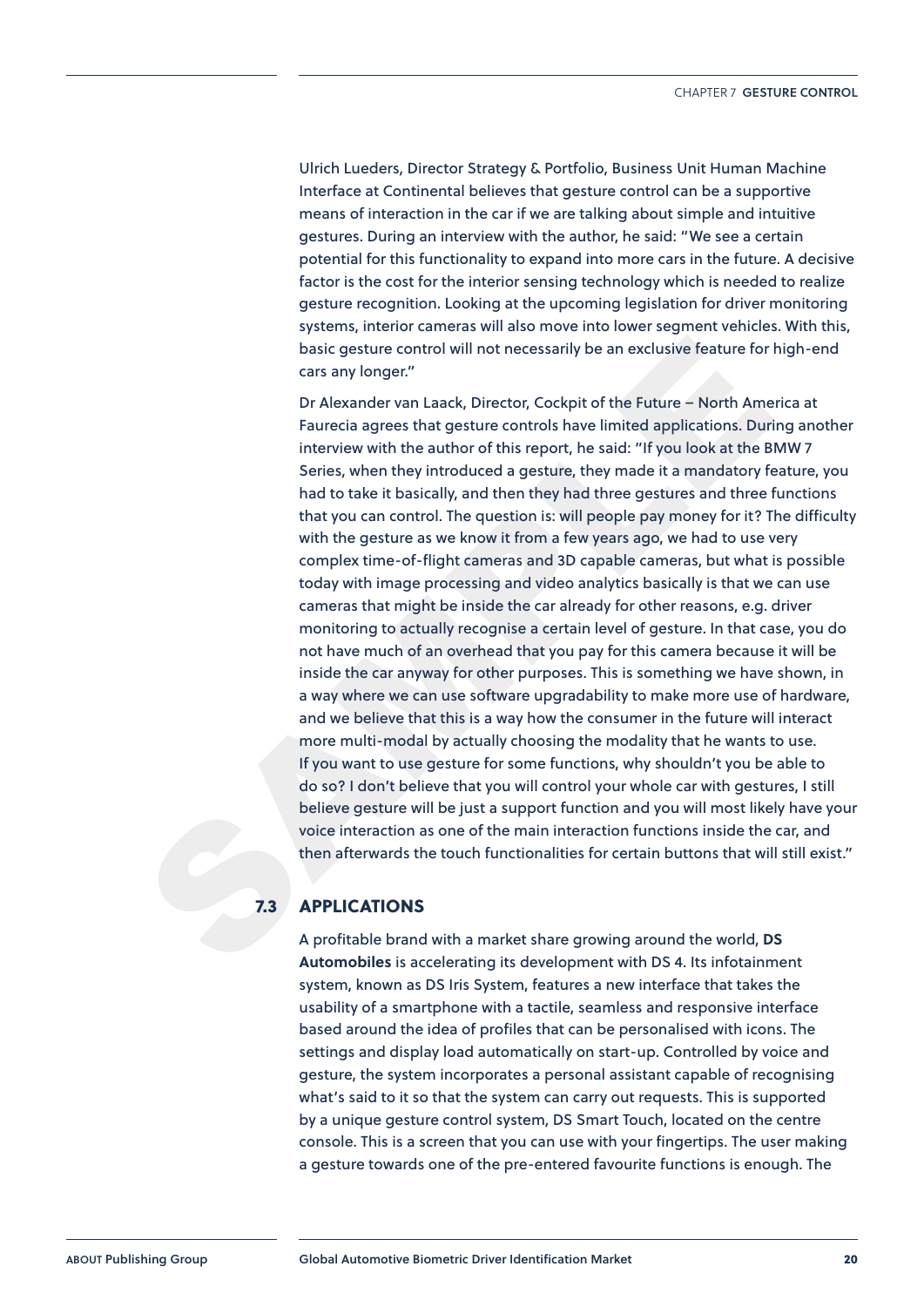Ulrich Lueders, Director Strategy & Portfolio, Business Unit Human Machine Interface at Continental believes that gesture control can be a supportive means of interaction in the car if we are talking about simple and intuitive gestures. During an interview with the author, he said: "We see a certain potential for this functionality to expand into more cars in the future. A decisive factor is the cost for the interior sensing technology which is needed to realize gesture recognition. Looking at the upcoming legislation for driver monitoring systems, interior cameras will also move into lower segment vehicles. With this, basic gesture control will not necessarily be an exclusive feature for high-end cars any longer."

Dr Alexander van Laack, Director, Cockpit of the Future – North America at Faurecia agrees that gesture controls have limited applications. During another interview with the author of this report, he said: "If you look at the BMW 7 Series, when they introduced a gesture, they made it a mandatory feature, you had to take it basically, and then they had three gestures and three functions that you can control. The question is: will people pay money for it? The difficulty with the gesture as we know it from a few years ago, we had to use very complex time-of-flight cameras and 3D capable cameras, but what is possible today with image processing and video analytics basically is that we can use cameras that might be inside the car already for other reasons, e.g. driver monitoring to actually recognise a certain level of gesture. In that case, you do not have much of an overhead that you pay for this camera because it will be inside the car anyway for other purposes. This is something we have shown, in a way where we can use software upgradability to make more use of hardware, and we believe that this is a way how the consumer in the future will interact more multi-modal by actually choosing the modality that he wants to use. If you want to use gesture for some functions, why shouldn't you be able to do so? I don't believe that you will control your whole car with gestures, I still believe gesture will be just a support function and you will most likely have your voice interaction as one of the main interaction functions inside the car, and then afterwards the touch functionalities for certain buttons that will still exist."

## 7.3 APPLICATIONS

A profitable brand with a market share growing around the world, **DS Automobiles** is accelerating its development with DS 4. Its infotainment system, known as DS Iris System, features a new interface that takes the usability of a smartphone with a tactile, seamless and responsive interface based around the idea of profiles that can be personalised with icons. The settings and display load automatically on start-up. Controlled by voice and gesture, the system incorporates a personal assistant capable of recognising what's said to it so that the system can carry out requests. This is supported by a unique gesture control system, DS Smart Touch, located on the centre console. This is a screen that you can use with your fingertips. The user making a gesture towards one of the pre-entered favourite functions is enough. The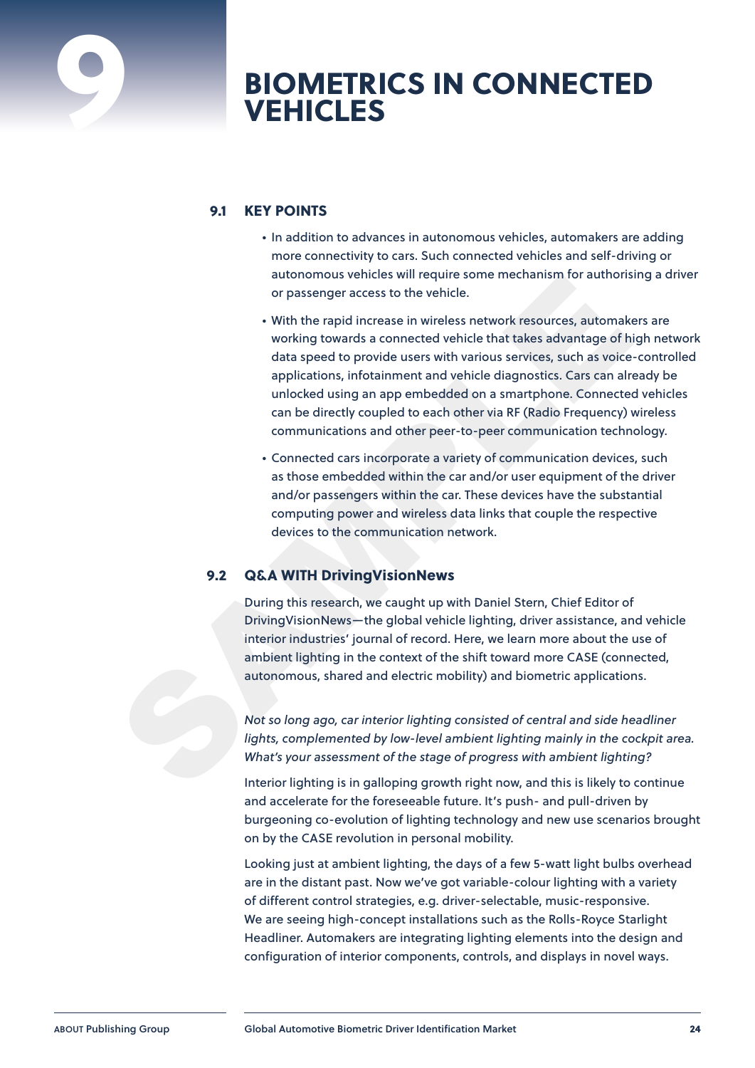# 9 BIOMETRICS IN CONNECTED VEHICLES

## 9.1 KEY POINTS

- In addition to advances in autonomous vehicles, automakers are adding more connectivity to cars. Such connected vehicles and self-driving or autonomous vehicles will require some mechanism for authorising a driver or passenger access to the vehicle.
- With the rapid increase in wireless network resources, automakers are working towards a connected vehicle that takes advantage of high network data speed to provide users with various services, such as voice-controlled applications, infotainment and vehicle diagnostics. Cars can already be unlocked using an app embedded on a smartphone. Connected vehicles can be directly coupled to each other via RF (Radio Frequency) wireless communications and other peer-to-peer communication technology.
- Connected cars incorporate a variety of communication devices, such as those embedded within the car and/or user equipment of the driver and/or passengers within the car. These devices have the substantial computing power and wireless data links that couple the respective devices to the communication network.

## 9.2 Q&A WITH DrivingVisionNews

During this research, we caught up with Daniel Stern, Chief Editor of DrivingVisionNews—the global vehicle lighting, driver assistance, and vehicle interior industries' journal of record. Here, we learn more about the use of ambient lighting in the context of the shift toward more CASE (connected, autonomous, shared and electric mobility) and biometric applications.

*Not so long ago, car interior lighting consisted of central and side headliner lights, complemented by low-level ambient lighting mainly in the cockpit area. What's your assessment of the stage of progress with ambient lighting?*

Interior lighting is in galloping growth right now, and this is likely to continue and accelerate for the foreseeable future. It's push- and pull-driven by burgeoning co-evolution of lighting technology and new use scenarios brought on by the CASE revolution in personal mobility.

Looking just at ambient lighting, the days of a few 5-watt light bulbs overhead are in the distant past. Now we've got variable-colour lighting with a variety of different control strategies, e.g. driver-selectable, music-responsive. We are seeing high-concept installations such as the Rolls-Royce Starlight Headliner. Automakers are integrating lighting elements into the design and configuration of interior components, controls, and displays in novel ways.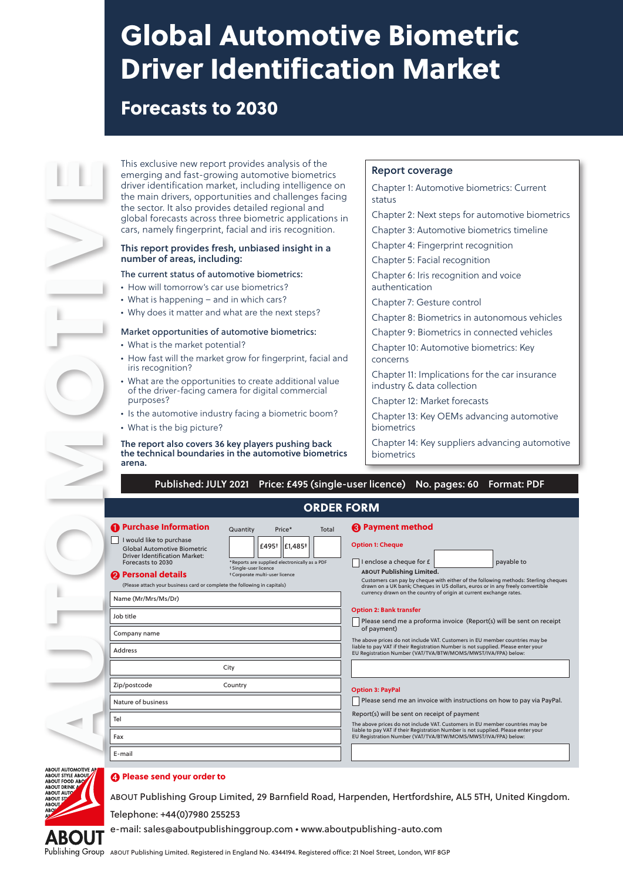# Global Automotive Biometric Driver Identification Market

## Forecasts to 2030

This exclusive new report provides analysis of the emerging and fast-growing automotive biometrics driver identification market, including intelligence on the main drivers, opportunities and challenges facing the sector. It also provides detailed regional and global forecasts across three biometric applications in cars, namely fingerprint, facial and iris recognition.

**This report provides fresh, unbiased insight in a number of areas, including:**

The current status of automotive biometrics:

- How will tomorrow's car use biometrics?
- What is happening – and in which cars?
- Why does it matter and what are the next steps?

Market opportunities of automotive biometrics:

- What is the market potential?
- How fast will the market grow for fingerprint, facial and iris recognition?
- What are the opportunities to create additional value of the driver-facing camera for digital commercial purposes?
- Is the automotive industry facing a biometric boom?
- What is the big picture?

**The report also covers 36 key players pushing back the technical boundaries in the automotive biometrics arena.**

### Report coverage

Chapter 1: Automotive biometrics: Current status
Chapter 2: Next steps for automotive biometrics
Chapter 3: Automotive biometrics timeline
Chapter 4: Fingerprint recognition
Chapter 5: Facial recognition
Chapter 6: Iris recognition and voice authentication
Chapter 7: Gesture control
Chapter 8: Biometrics in autonomous vehicles
Chapter 9: Biometrics in connected vehicles
Chapter 10: Automotive biometrics: Key concerns
Chapter 11: Implications for the car insurance industry & data collection
Chapter 12: Market forecasts
Chapter 13: Key OEMs advancing automotive biometrics
Chapter 14: Key suppliers advancing automotive biometrics

**Published: JULY 2021 Price: £495 (single-user licence) No. pages: 60 Format: PDF**

## ORDER FORM

### 1 Purchase Information

| | Quantity | Price* | | Total |
|---|---|---|---|---|
| ☐ I would like to purchase Global Automotive Biometric Driver Identification Market: Forecasts to 2030 | | £495† | £1,485‡ | |

*Reports are supplied electronically as a PDF
†Single-user licence
‡Corporate multi-user licence

### 2 Personal details

(Please attach your business card or complete the following in capitals)

Name (Mr/Mrs/Ms/Dr)
Job title
Company name
Address
City
Zip/postcode Country
Nature of business
Tel
Fax
E-mail

### 3 Payment method

**Option 1: Cheque**

☐ I enclose a cheque for £ ________ payable to ABOUT Publishing Limited.

Customers can pay by cheque with either of the following methods: Sterling cheques drawn on a UK bank; Cheques in US dollars, euros or in any freely convertible currency drawn on the country of origin at current exchange rates.

**Option 2: Bank transfer**

☐ Please send me a proforma invoice (Report(s) will be sent on receipt of payment)

The above prices do not include VAT. Customers in EU member countries may be liable to pay VAT if their Registration Number is not supplied. Please enter your EU Registration Number (VAT/TVA/BTW/MOMS/MWST/IVA/FPA) below:

**Option 3: PayPal**

☐ Please send me an invoice with instructions on how to pay via PayPal.

Report(s) will be sent on receipt of payment

The above prices do not include VAT. Customers in EU member countries may be liable to pay VAT if their Registration Number is not supplied. Please enter your EU Registration Number (VAT/TVA/BTW/MOMS/MWST/IVA/FPA) below:

### 4 Please send your order to

ABOUT Publishing Group Limited, 29 Barnfield Road, Harpenden, Hertfordshire, AL5 5TH, United Kingdom.

Telephone: +44(0)7980 255253

e-mail: sales@aboutpublishinggroup.com • www.aboutpublishing-auto.com

ABOUT Publishing Limited. Registered in England No. 4344194. Registered office: 21 Noel Street, London, W1F 8GP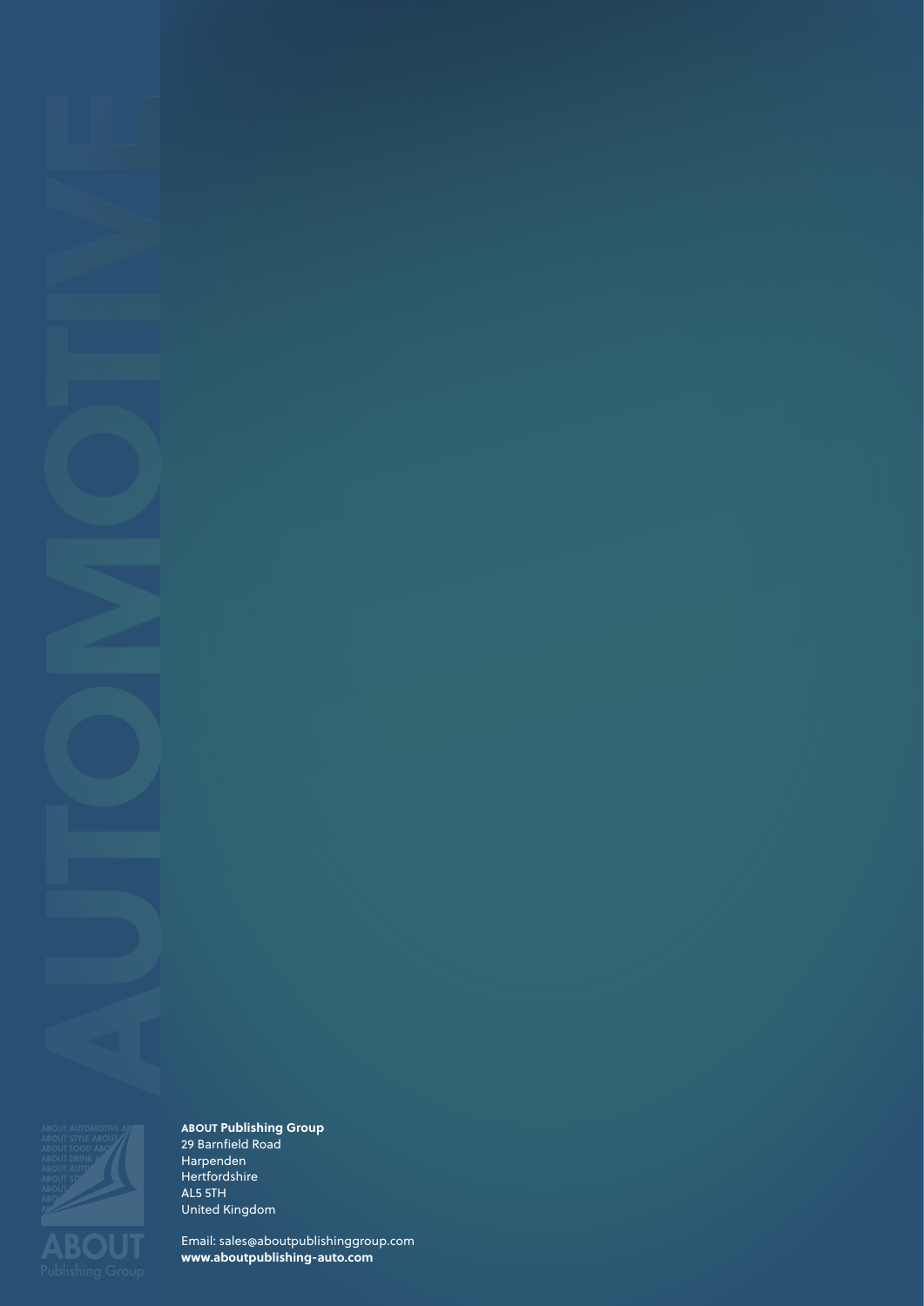**ABOUT Publishing Group**
29 Barnfield Road
Harpenden
Hertfordshire
AL5 5TH
United Kingdom

Email: sales@aboutpublishinggroup.com
**www.aboutpublishing-auto.com**